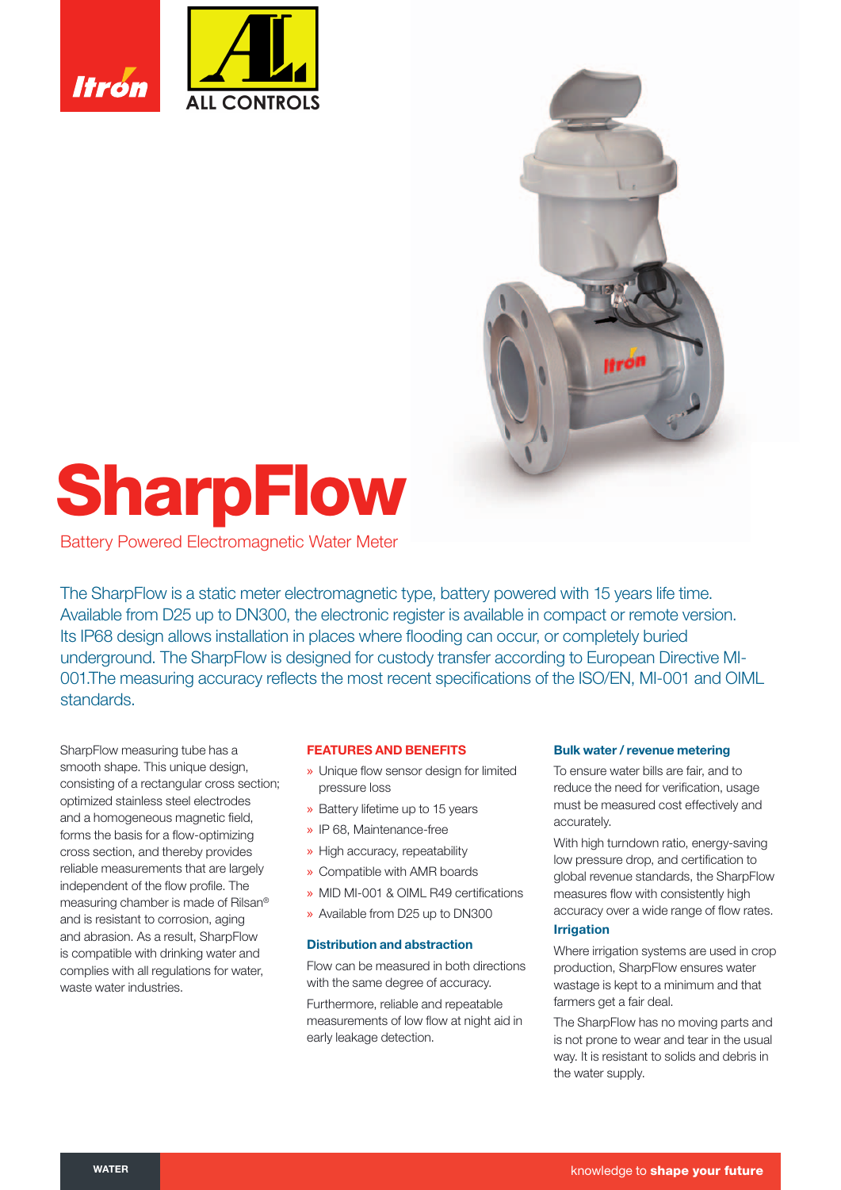# SharpFlow

Battery Powered Electromagnetic Water Meter

The SharpFlow is a static meter electromagnetic type, battery powered with 15 years life time. Available from D25 up to DN300, the electronic register is available in compact or remote version. Its IP68 design allows installation in places where flooding can occur, or completely buried underground. The SharpFlow is designed for custody transfer according to European Directive MI-001.The measuring accuracy reflects the most recent specifications of the ISO/EN, MI-001 and OIML standards.

SharpFlow measuring tube has a smooth shape. This unique design, consisting of a rectangular cross section; optimized stainless steel electrodes and a homogeneous magnetic field, forms the basis for a flow-optimizing cross section, and thereby provides reliable measurements that are largely independent of the flow profile. The measuring chamber is made of Rilsan® and is resistant to corrosion, aging and abrasion. As a result, SharpFlow is compatible with drinking water and complies with all regulations for water, waste water industries.

### FEATURES AND BENEFITS

- Unique flow sensor design for limited pressure loss
- Battery lifetime up to 15 years
- IP 68, Maintenance-free
- High accuracy, repeatability
- Compatible with AMR boards
- MID MI-001 & OIML R49 certifications
- Available from D25 up to DN300

### Distribution and abstraction

Flow can be measured in both directions with the same degree of accuracy.

Furthermore, reliable and repeatable measurements of low flow at night aid in early leakage detection.

### Bulk water / revenue metering

To ensure water bills are fair, and to reduce the need for verification, usage must be measured cost effectively and accurately.

With high turndown ratio, energy-saving low pressure drop, and certification to global revenue standards, the SharpFlow measures flow with consistently high accuracy over a wide range of flow rates.

### Irrigation

Where irrigation systems are used in crop production, SharpFlow ensures water wastage is kept to a minimum and that farmers get a fair deal.

The SharpFlow has no moving parts and is not prone to wear and tear in the usual way. It is resistant to solids and debris in the water supply.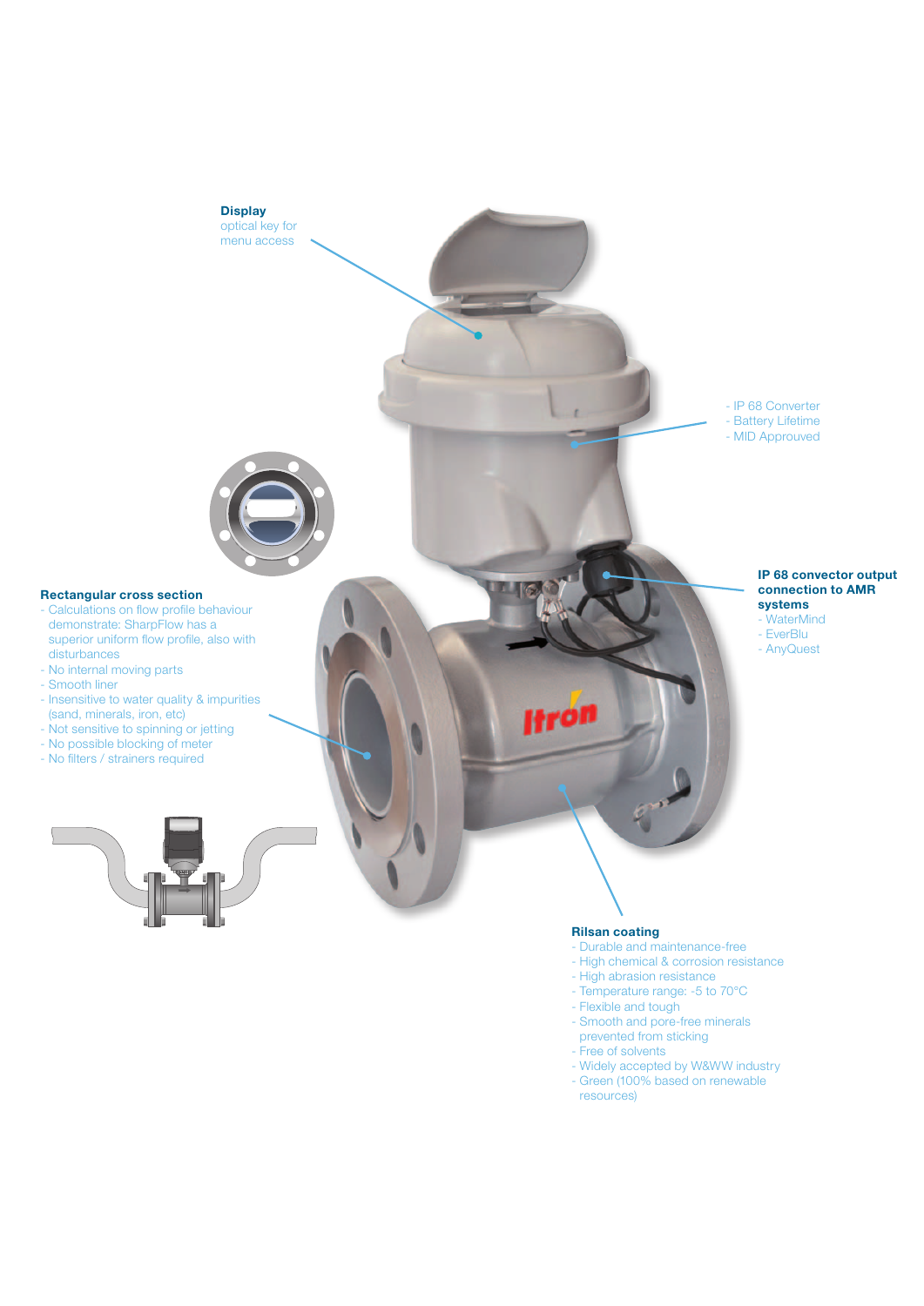**Display**
optical key for menu access

- IP 68 Converter
- Battery Lifetime
- MID Approuved

**IP 68 convector output connection to AMR systems**
- WaterMind
- EverBlu
- AnyQuest

**Rectangular cross section**
- Calculations on flow profile behaviour demonstrate: SharpFlow has a superior uniform flow profile, also with disturbances
- No internal moving parts
- Smooth liner
- Insensitive to water quality & impurities (sand, minerals, iron, etc)
- Not sensitive to spinning or jetting
- No possible blocking of meter
- No filters / strainers required

**Rilsan coating**
- Durable and maintenance-free
- High chemical & corrosion resistance
- High abrasion resistance
- Temperature range: -5 to 70°C
- Flexible and tough
- Smooth and pore-free minerals prevented from sticking
- Free of solvents
- Widely accepted by W&WW industry
- Green (100% based on renewable resources)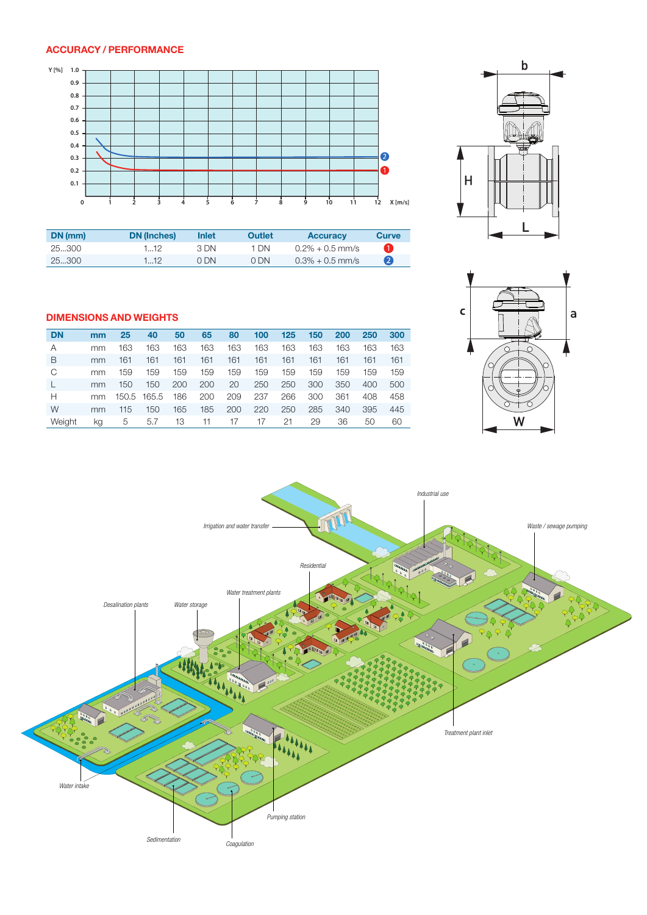## ACCURACY / PERFORMANCE

| DN (mm) | DN (Inches) | Inlet | Outlet | Accuracy | Curve |
|---|---|---|---|---|---|
| 25...300 | 1...12 | 3 DN | 1 DN | 0.2% + 0.5 mm/s | 1 |
| 25...300 | 1...12 | 0 DN | 0 DN | 0.3% + 0.5 mm/s | 2 |

## DIMENSIONS AND WEIGHTS

| DN | mm | 25 | 40 | 50 | 65 | 80 | 100 | 125 | 150 | 200 | 250 | 300 |
|---|---|---|---|---|---|---|---|---|---|---|---|---|
| A | mm | 163 | 163 | 163 | 163 | 163 | 163 | 163 | 163 | 163 | 163 | 163 |
| B | mm | 161 | 161 | 161 | 161 | 161 | 161 | 161 | 161 | 161 | 161 | 161 |
| C | mm | 159 | 159 | 159 | 159 | 159 | 159 | 159 | 159 | 159 | 159 | 159 |
| L | mm | 150 | 150 | 200 | 200 | 20 | 250 | 250 | 300 | 350 | 400 | 500 |
| H | mm | 150.5 | 165.5 | 186 | 200 | 209 | 237 | 266 | 300 | 361 | 408 | 458 |
| W | mm | 115 | 150 | 165 | 185 | 200 | 220 | 250 | 285 | 340 | 395 | 445 |
| Weight | kg | 5 | 5.7 | 13 | 11 | 17 | 17 | 21 | 29 | 36 | 50 | 60 |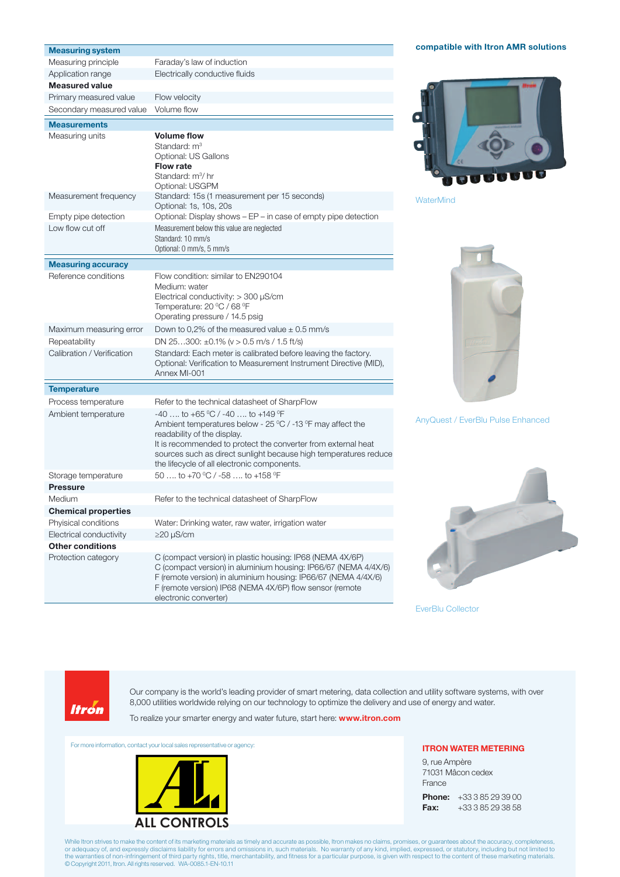| Measuring system | |
|---|---|
| Measuring principle | Faraday's law of induction |
| Application range | Electrically conductive fluids |
| **Measured value** | |
| Primary measured value | Flow velocity |
| Secondary measured value | Volume flow |

| Measurements | |
|---|---|
| Measuring units | **Volume flow**<br>Standard: m$^3$<br>Optional: US Gallons<br>**Flow rate**<br>Standard: m$^3$/ hr<br>Optional: USGPM |
| Measurement frequency | Standard: 15s (1 measurement per 15 seconds)<br>Optional: 1s, 10s, 20s |
| Empty pipe detection | Optional: Display shows – EP – in case of empty pipe detection |
| Low flow cut off | Measurement below this value are neglected<br>Standard: 10 mm/s<br>Optional: 0 mm/s, 5 mm/s |

| Measuring accuracy | |
|---|---|
| Reference conditions | Flow condition: similar to EN290104<br>Medium: water<br>Electrical conductivity: > 300 µS/cm<br>Temperature: 20 °C / 68 °F<br>Operating pressure / 14.5 psig |
| Maximum measuring error | Down to 0,2% of the measured value ± 0.5 mm/s |
| Repeatability | DN 25…300: ±0.1% (v > 0.5 m/s / 1.5 ft/s) |
| Calibration / Verification | Standard: Each meter is calibrated before leaving the factory.<br>Optional: Verification to Measurement Instrument Directive (MID), Annex MI-001 |

| Temperature | |
|---|---|
| Process temperature | Refer to the technical datasheet of SharpFlow |
| Ambient temperature | -40 …. to +65 °C / -40 …. to +149 °F<br>Ambient temperatures below - 25 °C / -13 °F may affect the readability of the display.<br>It is recommended to protect the converter from external heat sources such as direct sunlight because high temperatures reduce the lifecycle of all electronic components. |
| Storage temperature | 50 …. to +70 °C / -58 …. to +158 °F |
| **Pressure** | |
| Medium | Refer to the technical datasheet of SharpFlow |
| **Chemical properties** | |
| Phyisical conditions | Water: Drinking water, raw water, irrigation water |
| Electrical conductivity | ≥20 µS/cm |
| **Other conditions** | |
| Protection category | C (compact version) in plastic housing: IP68 (NEMA 4X/6P)<br>C (compact version) in aluminium housing: IP66/67 (NEMA 4/4X/6)<br>F (remote version) in aluminium housing: IP66/67 (NEMA 4/4X/6)<br>F (remote version) IP68 (NEMA 4X/6P) flow sensor (remote electronic converter) |

**compatible with Itron AMR solutions**

WaterMind

AnyQuest / EverBlu Pulse Enhanced

EverBlu Collector

Our company is the world's leading provider of smart metering, data collection and utility software systems, with over 8,000 utilities worldwide relying on our technology to optimize the delivery and use of energy and water.

To realize your smarter energy and water future, start here: **www.itron.com**

For more information, contact your local sales representative or agency:

ALL CONTROLS

**ITRON WATER METERING**

9, rue Ampère
71031 Mâcon cedex
France

**Phone:** +33 3 85 29 39 00
**Fax:** +33 3 85 29 38 58

While Itron strives to make the content of its marketing materials as timely and accurate as possible, Itron makes no claims, promises, or guarantees about the accuracy, completeness, or adequacy of, and expressly disclaims liability for errors and omissions in, such materials. No warranty of any kind, implied, expressed, or statutory, including but not limited to the warranties of non-infringement of third party rights, title, merchantability, and fitness for a particular purpose, is given with respect to the content of these marketing materials. © Copyright 2011, Itron. All rights reserved. WA-0085.1-EN-10.11